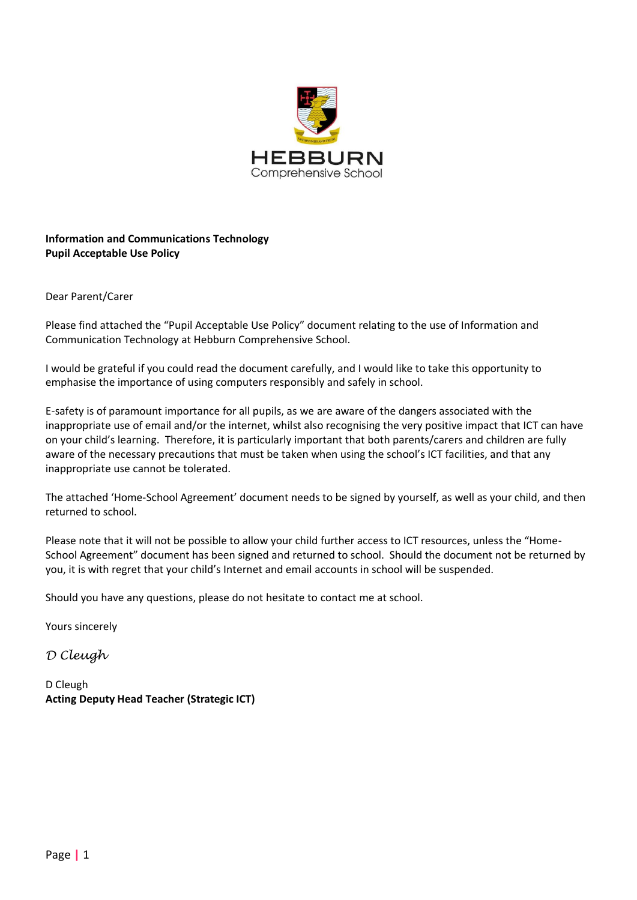HEBBURN
Comprehensive School

**Information and Communications Technology**
**Pupil Acceptable Use Policy**

Dear Parent/Carer

Please find attached the "Pupil Acceptable Use Policy" document relating to the use of Information and Communication Technology at Hebburn Comprehensive School.

I would be grateful if you could read the document carefully, and I would like to take this opportunity to emphasise the importance of using computers responsibly and safely in school.

E-safety is of paramount importance for all pupils, as we are aware of the dangers associated with the inappropriate use of email and/or the internet, whilst also recognising the very positive impact that ICT can have on your child's learning. Therefore, it is particularly important that both parents/carers and children are fully aware of the necessary precautions that must be taken when using the school's ICT facilities, and that any inappropriate use cannot be tolerated.

The attached 'Home-School Agreement' document needs to be signed by yourself, as well as your child, and then returned to school.

Please note that it will not be possible to allow your child further access to ICT resources, unless the "Home-School Agreement" document has been signed and returned to school. Should the document not be returned by you, it is with regret that your child's Internet and email accounts in school will be suspended.

Should you have any questions, please do not hesitate to contact me at school.

Yours sincerely

*D Cleugh*

D Cleugh
**Acting Deputy Head Teacher (Strategic ICT)**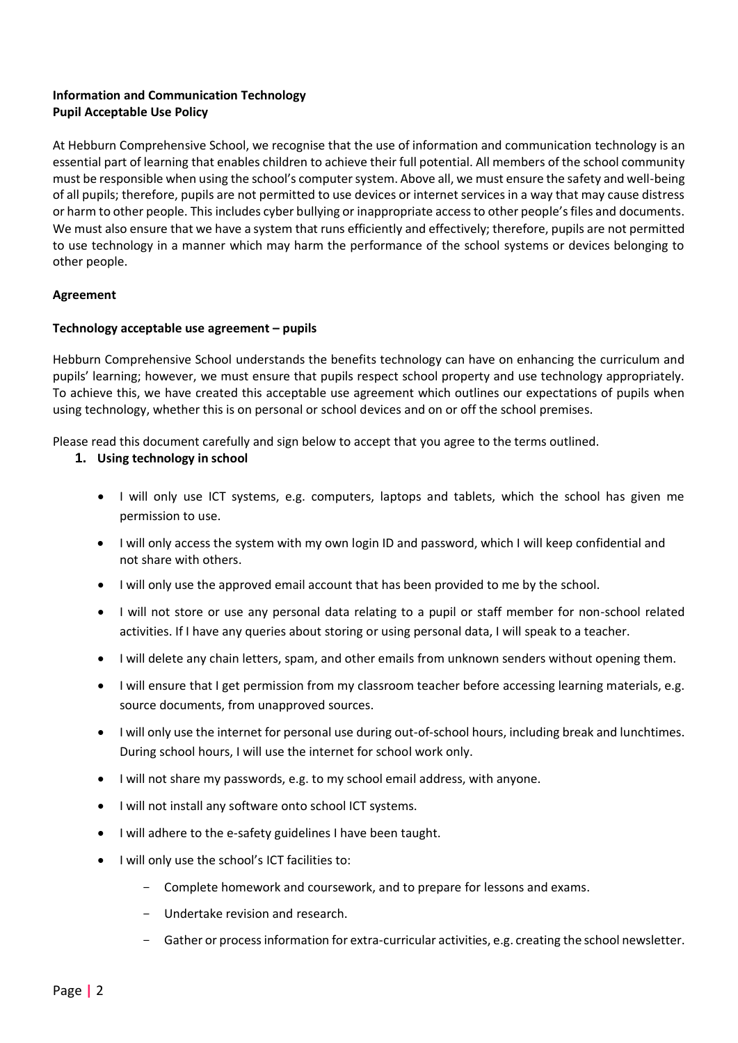**Information and Communication Technology**
**Pupil Acceptable Use Policy**

At Hebburn Comprehensive School, we recognise that the use of information and communication technology is an essential part of learning that enables children to achieve their full potential. All members of the school community must be responsible when using the school's computer system. Above all, we must ensure the safety and well-being of all pupils; therefore, pupils are not permitted to use devices or internet services in a way that may cause distress or harm to other people. This includes cyber bullying or inappropriate access to other people's files and documents. We must also ensure that we have a system that runs efficiently and effectively; therefore, pupils are not permitted to use technology in a manner which may harm the performance of the school systems or devices belonging to other people.

**Agreement**

**Technology acceptable use agreement – pupils**

Hebburn Comprehensive School understands the benefits technology can have on enhancing the curriculum and pupils' learning; however, we must ensure that pupils respect school property and use technology appropriately. To achieve this, we have created this acceptable use agreement which outlines our expectations of pupils when using technology, whether this is on personal or school devices and on or off the school premises.

Please read this document carefully and sign below to accept that you agree to the terms outlined.

1. **Using technology in school**

   - I will only use ICT systems, e.g. computers, laptops and tablets, which the school has given me permission to use.
   - I will only access the system with my own login ID and password, which I will keep confidential and not share with others.
   - I will only use the approved email account that has been provided to me by the school.
   - I will not store or use any personal data relating to a pupil or staff member for non-school related activities. If I have any queries about storing or using personal data, I will speak to a teacher.
   - I will delete any chain letters, spam, and other emails from unknown senders without opening them.
   - I will ensure that I get permission from my classroom teacher before accessing learning materials, e.g. source documents, from unapproved sources.
   - I will only use the internet for personal use during out-of-school hours, including break and lunchtimes. During school hours, I will use the internet for school work only.
   - I will not share my passwords, e.g. to my school email address, with anyone.
   - I will not install any software onto school ICT systems.
   - I will adhere to the e-safety guidelines I have been taught.
   - I will only use the school's ICT facilities to:
     - Complete homework and coursework, and to prepare for lessons and exams.
     - Undertake revision and research.
     - Gather or process information for extra-curricular activities, e.g. creating the school newsletter.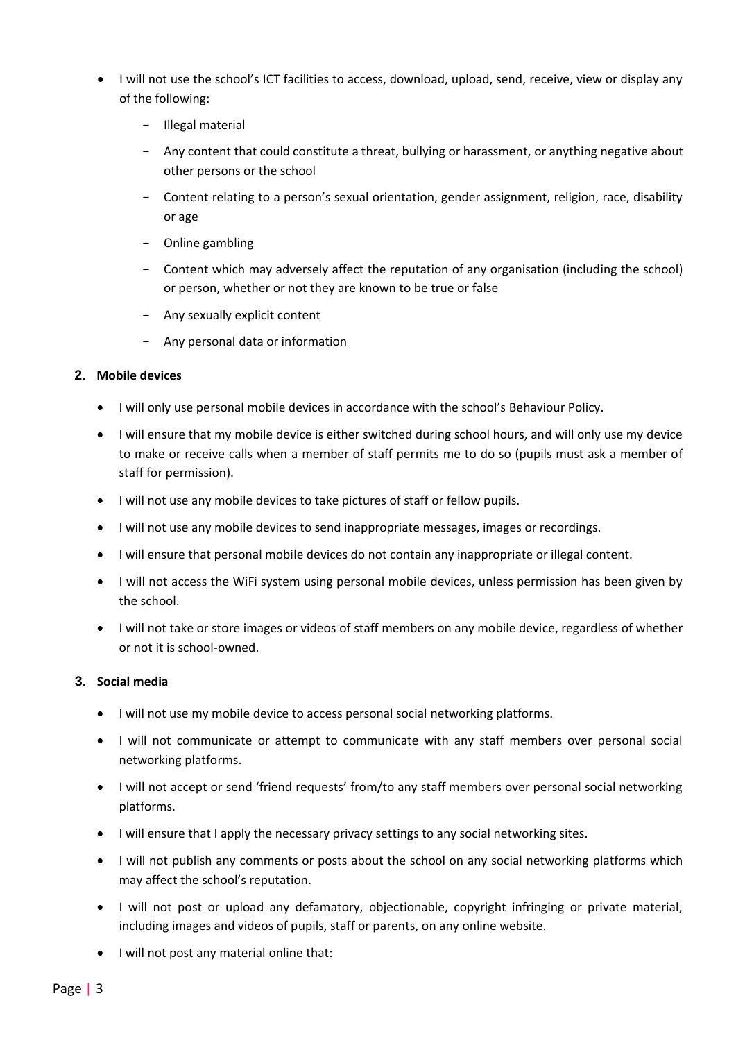- I will not use the school's ICT facilities to access, download, upload, send, receive, view or display any of the following:
  - Illegal material
  - Any content that could constitute a threat, bullying or harassment, or anything negative about other persons or the school
  - Content relating to a person's sexual orientation, gender assignment, religion, race, disability or age
  - Online gambling
  - Content which may adversely affect the reputation of any organisation (including the school) or person, whether or not they are known to be true or false
  - Any sexually explicit content
  - Any personal data or information

### 2. Mobile devices

- I will only use personal mobile devices in accordance with the school's Behaviour Policy.
- I will ensure that my mobile device is either switched during school hours, and will only use my device to make or receive calls when a member of staff permits me to do so (pupils must ask a member of staff for permission).
- I will not use any mobile devices to take pictures of staff or fellow pupils.
- I will not use any mobile devices to send inappropriate messages, images or recordings.
- I will ensure that personal mobile devices do not contain any inappropriate or illegal content.
- I will not access the WiFi system using personal mobile devices, unless permission has been given by the school.
- I will not take or store images or videos of staff members on any mobile device, regardless of whether or not it is school-owned.

### 3. Social media

- I will not use my mobile device to access personal social networking platforms.
- I will not communicate or attempt to communicate with any staff members over personal social networking platforms.
- I will not accept or send 'friend requests' from/to any staff members over personal social networking platforms.
- I will ensure that I apply the necessary privacy settings to any social networking sites.
- I will not publish any comments or posts about the school on any social networking platforms which may affect the school's reputation.
- I will not post or upload any defamatory, objectionable, copyright infringing or private material, including images and videos of pupils, staff or parents, on any online website.
- I will not post any material online that: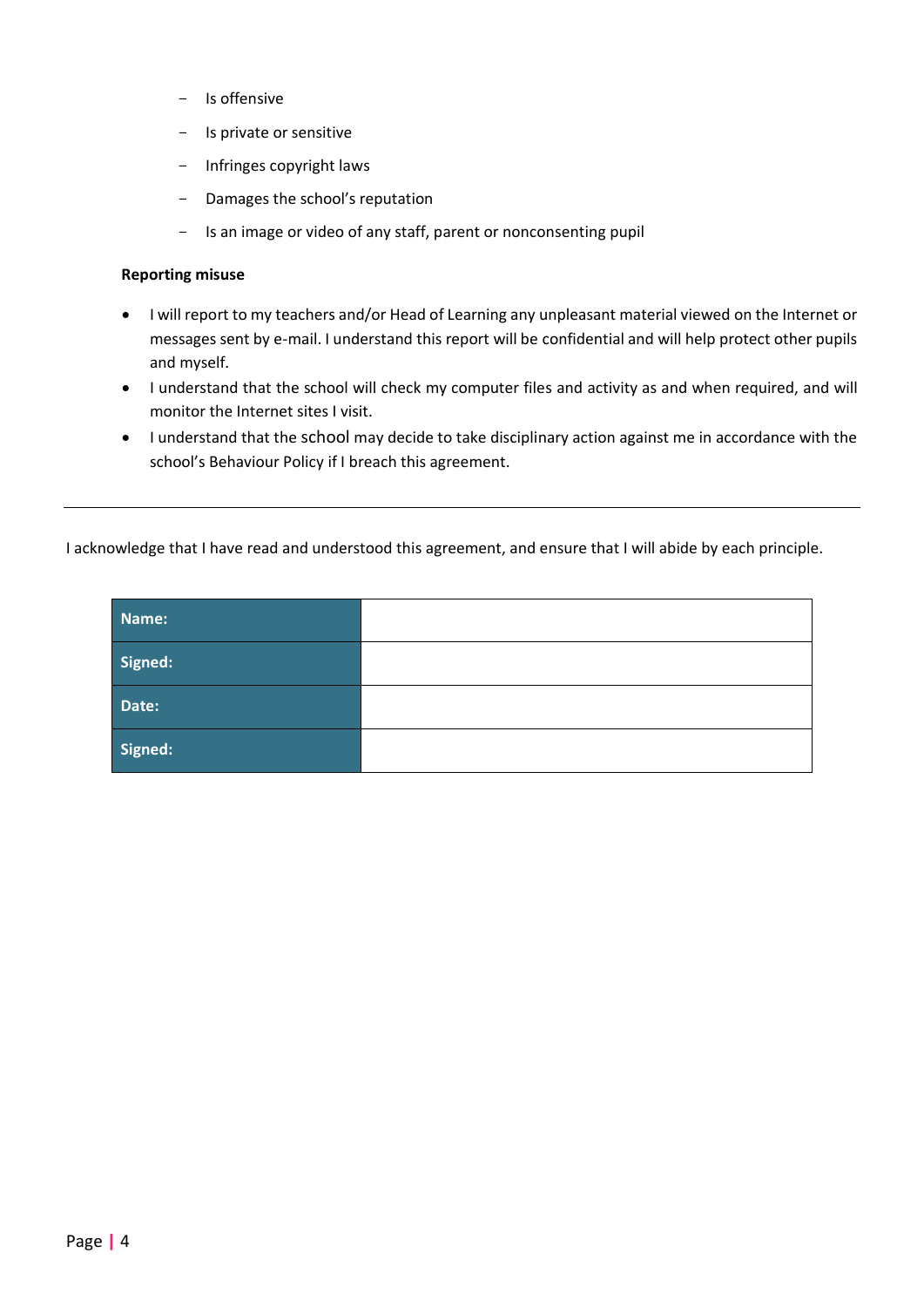- Is offensive
- Is private or sensitive
- Infringes copyright laws
- Damages the school's reputation
- Is an image or video of any staff, parent or nonconsenting pupil

**Reporting misuse**

- I will report to my teachers and/or Head of Learning any unpleasant material viewed on the Internet or messages sent by e-mail. I understand this report will be confidential and will help protect other pupils and myself.
- I understand that the school will check my computer files and activity as and when required, and will monitor the Internet sites I visit.
- I understand that the school may decide to take disciplinary action against me in accordance with the school's Behaviour Policy if I breach this agreement.

---

I acknowledge that I have read and understood this agreement, and ensure that I will abide by each principle.

| | |
|---|---|
| **Name:** | |
| **Signed:** | |
| **Date:** | |
| **Signed:** | |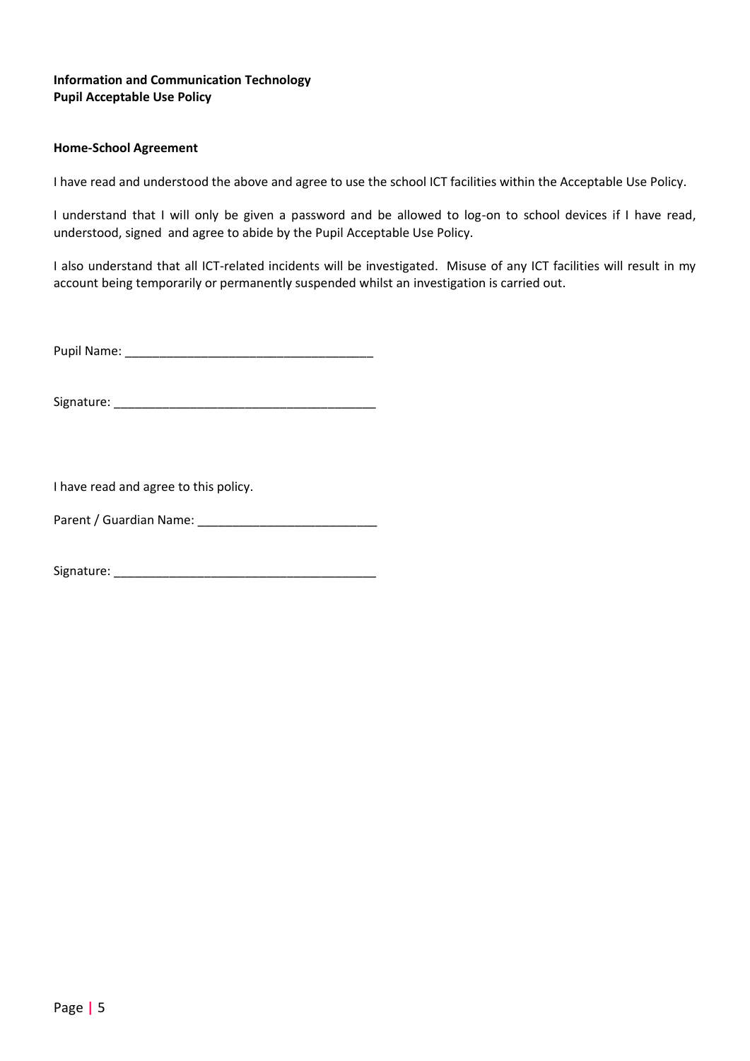**Information and Communication Technology**
**Pupil Acceptable Use Policy**

**Home-School Agreement**

I have read and understood the above and agree to use the school ICT facilities within the Acceptable Use Policy.

I understand that I will only be given a password and be allowed to log-on to school devices if I have read, understood, signed and agree to abide by the Pupil Acceptable Use Policy.

I also understand that all ICT-related incidents will be investigated. Misuse of any ICT facilities will result in my account being temporarily or permanently suspended whilst an investigation is carried out.

Pupil Name: ____________________________________

Signature: ______________________________________

I have read and agree to this policy.

Parent / Guardian Name: __________________________

Signature: ______________________________________